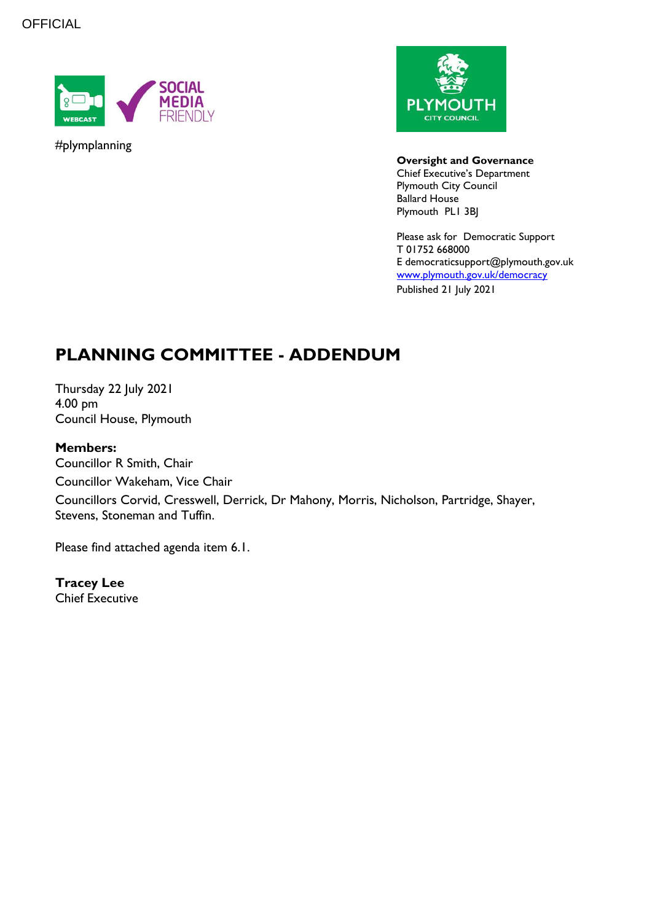OFFICIAL

#plymplanning

**Oversight and Governance**
Chief Executive's Department
Plymouth City Council
Ballard House
Plymouth PL1 3BJ

Please ask for Democratic Support
T 01752 668000
E democraticsupport@plymouth.gov.uk
www.plymouth.gov.uk/democracy
Published 21 July 2021

# PLANNING COMMITTEE - ADDENDUM

Thursday 22 July 2021
4.00 pm
Council House, Plymouth

**Members:**
Councillor R Smith, Chair
Councillor Wakeham, Vice Chair
Councillors Corvid, Cresswell, Derrick, Dr Mahony, Morris, Nicholson, Partridge, Shayer, Stevens, Stoneman and Tuffin.

Please find attached agenda item 6.1.

**Tracey Lee**
Chief Executive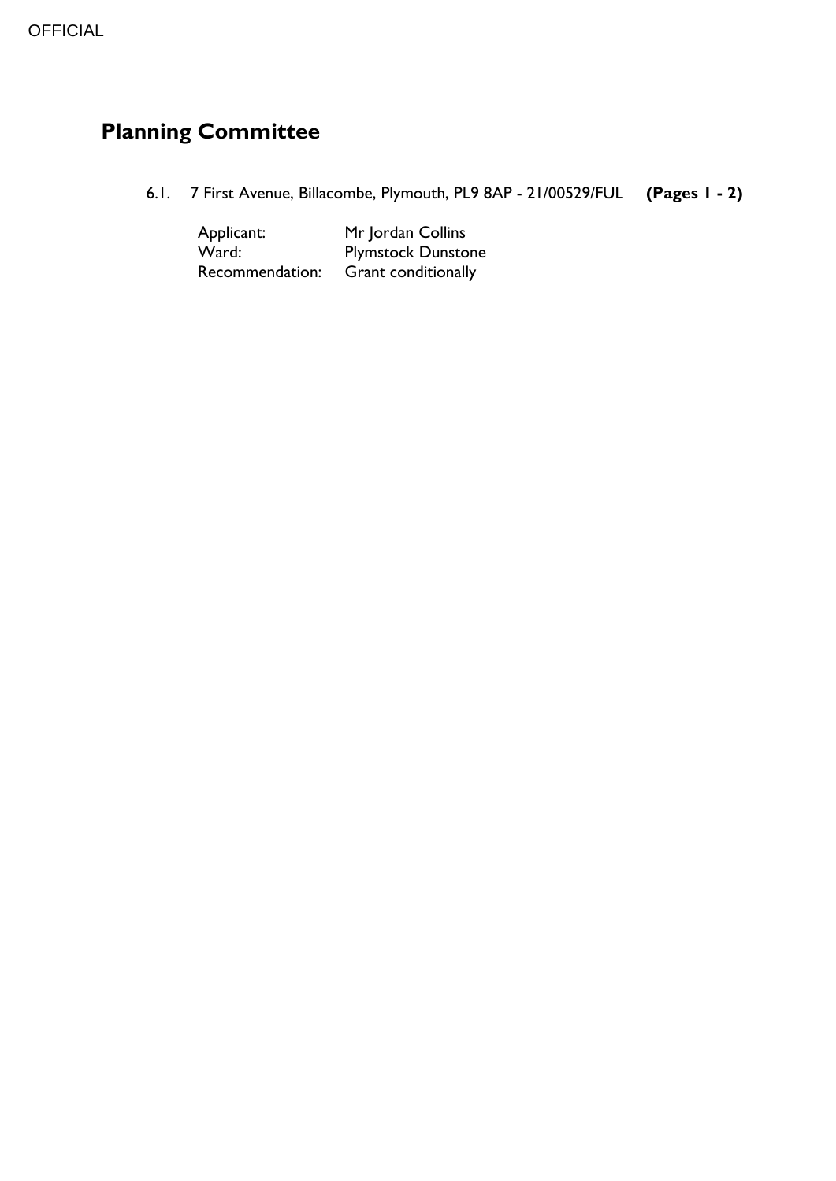# Planning Committee

6.1. 7 First Avenue, Billacombe, Plymouth, PL9 8AP - 21/00529/FUL **(Pages 1 - 2)**

Applicant: Mr Jordan Collins
Ward: Plymstock Dunstone
Recommendation: Grant conditionally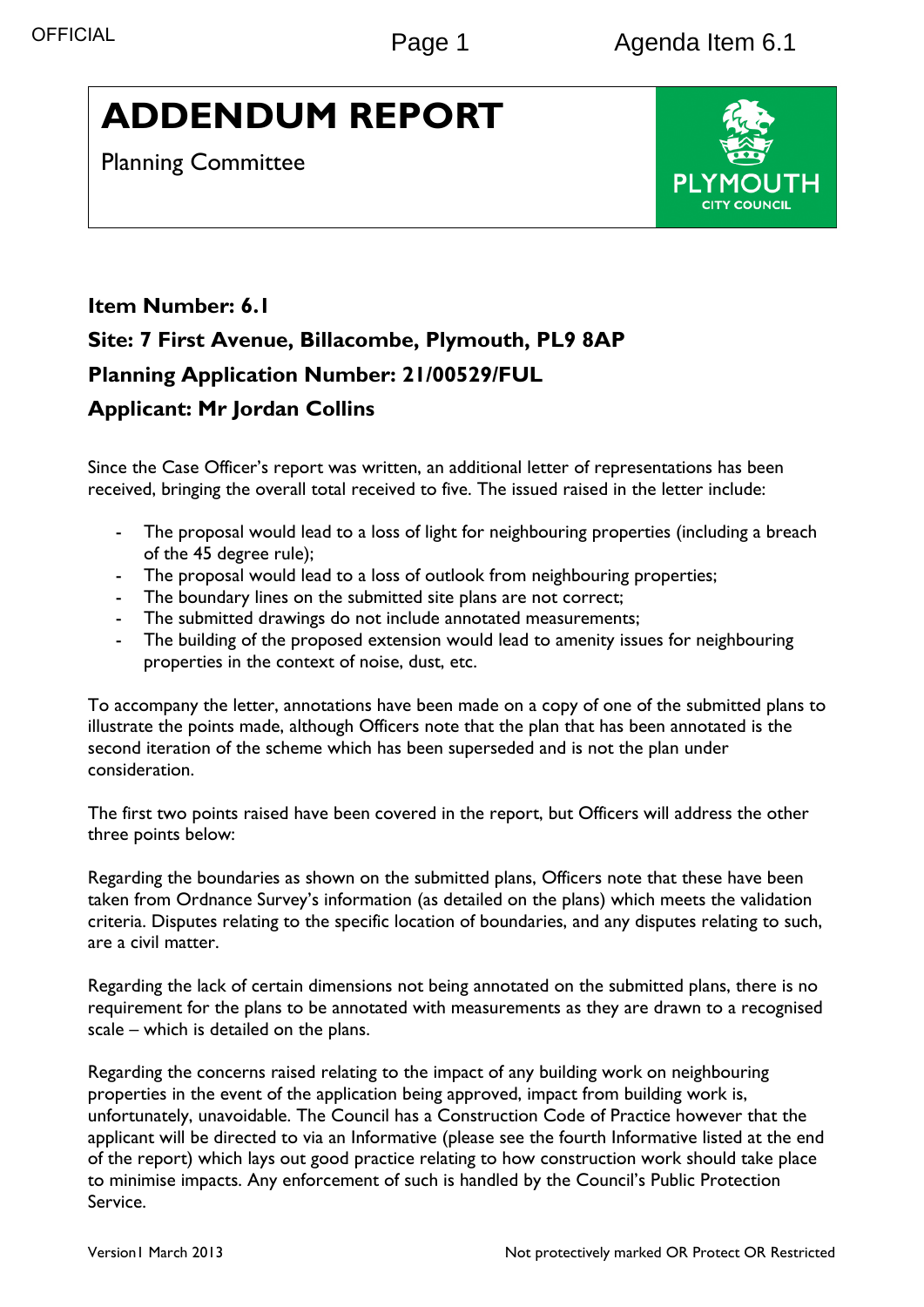# ADDENDUM REPORT

Planning Committee

**Item Number: 6.1**

**Site: 7 First Avenue, Billacombe, Plymouth, PL9 8AP**

**Planning Application Number: 21/00529/FUL**

**Applicant: Mr Jordan Collins**

Since the Case Officer's report was written, an additional letter of representations has been received, bringing the overall total received to five. The issued raised in the letter include:

- The proposal would lead to a loss of light for neighbouring properties (including a breach of the 45 degree rule);
- The proposal would lead to a loss of outlook from neighbouring properties;
- The boundary lines on the submitted site plans are not correct;
- The submitted drawings do not include annotated measurements;
- The building of the proposed extension would lead to amenity issues for neighbouring properties in the context of noise, dust, etc.

To accompany the letter, annotations have been made on a copy of one of the submitted plans to illustrate the points made, although Officers note that the plan that has been annotated is the second iteration of the scheme which has been superseded and is not the plan under consideration.

The first two points raised have been covered in the report, but Officers will address the other three points below:

Regarding the boundaries as shown on the submitted plans, Officers note that these have been taken from Ordnance Survey's information (as detailed on the plans) which meets the validation criteria. Disputes relating to the specific location of boundaries, and any disputes relating to such, are a civil matter.

Regarding the lack of certain dimensions not being annotated on the submitted plans, there is no requirement for the plans to be annotated with measurements as they are drawn to a recognised scale – which is detailed on the plans.

Regarding the concerns raised relating to the impact of any building work on neighbouring properties in the event of the application being approved, impact from building work is, unfortunately, unavoidable. The Council has a Construction Code of Practice however that the applicant will be directed to via an Informative (please see the fourth Informative listed at the end of the report) which lays out good practice relating to how construction work should take place to minimise impacts. Any enforcement of such is handled by the Council's Public Protection Service.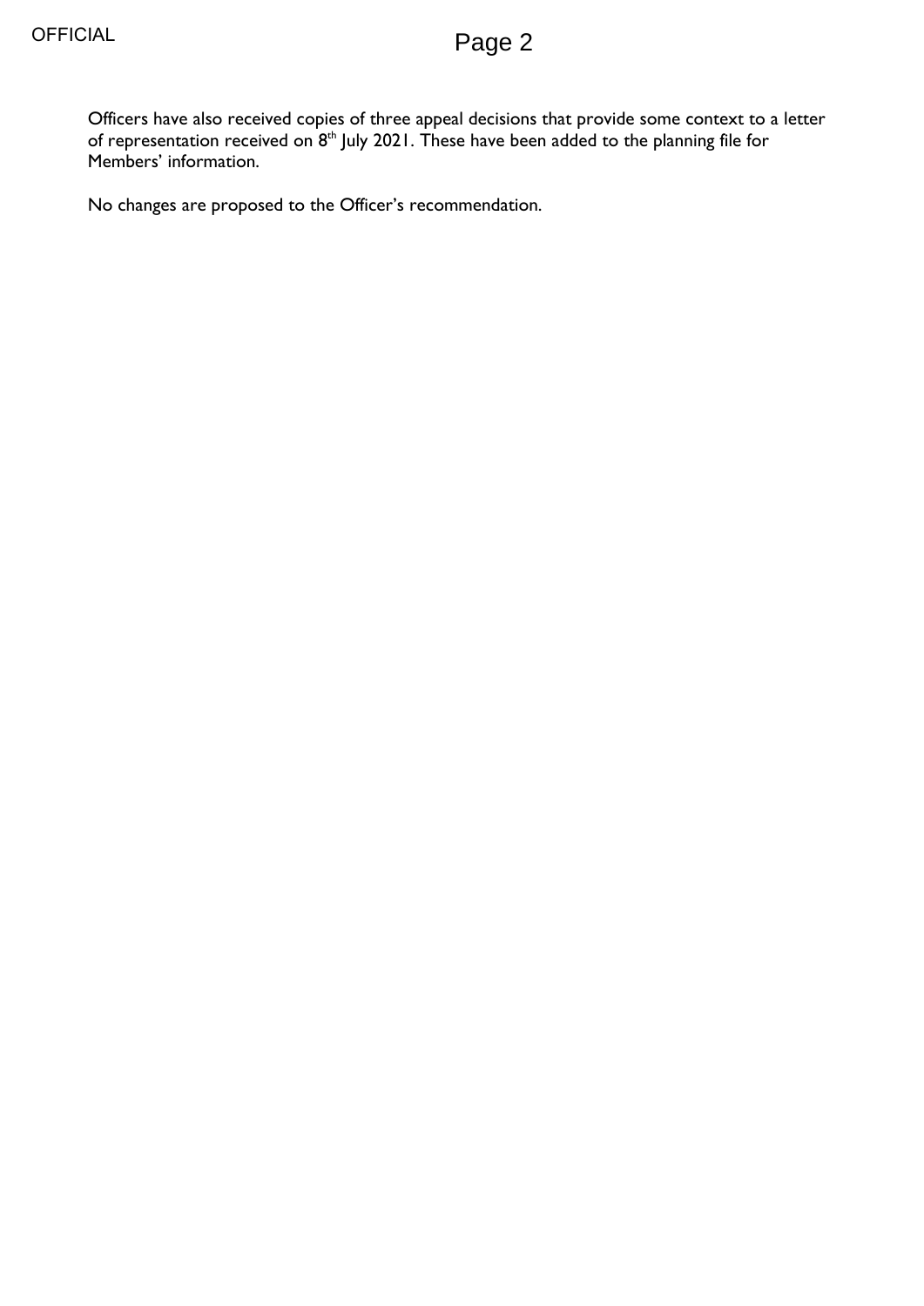Officers have also received copies of three appeal decisions that provide some context to a letter of representation received on 8th July 2021. These have been added to the planning file for Members' information.

No changes are proposed to the Officer's recommendation.